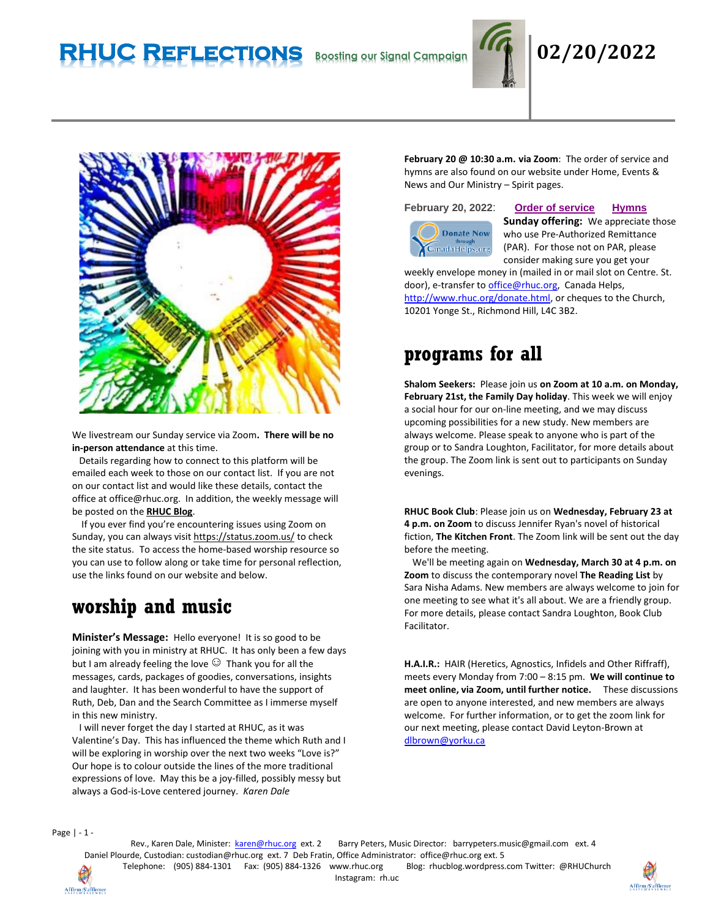# RHUC REFLECTIONS

Boosting our Signal Campaign

**02/20/2022**

We livestream our Sunday service via Zoom**. There will be no in-person attendance** at this time.

Details regarding how to connect to this platform will be emailed each week to those on our contact list. If you are not on our contact list and would like these details, contact the office at office@rhuc.org. In addition, the weekly message will be posted on the **RHUC Blog**.

If you ever find you're encountering issues using Zoom on Sunday, you can always visit https://status.zoom.us/ to check the site status. To access the home-based worship resource so you can use to follow along or take time for personal reflection, use the links found on our website and below.

## worship and music

**Minister's Message:** Hello everyone! It is so good to be joining with you in ministry at RHUC. It has only been a few days but I am already feeling the love ☺ Thank you for all the messages, cards, packages of goodies, conversations, insights and laughter. It has been wonderful to have the support of Ruth, Deb, Dan and the Search Committee as I immerse myself in this new ministry.

I will never forget the day I started at RHUC, as it was Valentine's Day. This has influenced the theme which Ruth and I will be exploring in worship over the next two weeks "Love is?" Our hope is to colour outside the lines of the more traditional expressions of love. May this be a joy-filled, possibly messy but always a God-is-Love centered journey. *Karen Dale*

**February 20 @ 10:30 a.m. via Zoom**: The order of service and hymns are also found on our website under Home, Events & News and Our Ministry – Spirit pages.

**February 20, 2022**: **Order of service** **Hymns**

Donate Now through CanadaHelps.org

**Sunday offering:** We appreciate those who use Pre-Authorized Remittance (PAR). For those not on PAR, please consider making sure you get your weekly envelope money in (mailed in or mail slot on Centre. St. door), e-transfer to office@rhuc.org, Canada Helps, http://www.rhuc.org/donate.html, or cheques to the Church, 10201 Yonge St., Richmond Hill, L4C 3B2.

## programs for all

**Shalom Seekers:** Please join us **on Zoom at 10 a.m. on Monday, February 21st, the Family Day holiday**. This week we will enjoy a social hour for our on-line meeting, and we may discuss upcoming possibilities for a new study. New members are always welcome. Please speak to anyone who is part of the group or to Sandra Loughton, Facilitator, for more details about the group. The Zoom link is sent out to participants on Sunday evenings.

**RHUC Book Club**: Please join us on **Wednesday, February 23 at 4 p.m. on Zoom** to discuss Jennifer Ryan's novel of historical fiction, **The Kitchen Front**. The Zoom link will be sent out the day before the meeting.

We'll be meeting again on **Wednesday, March 30 at 4 p.m. on Zoom** to discuss the contemporary novel **The Reading List** by Sara Nisha Adams. New members are always welcome to join for one meeting to see what it's all about. We are a friendly group. For more details, please contact Sandra Loughton, Book Club Facilitator.

**H.A.I.R.:** HAIR (Heretics, Agnostics, Infidels and Other Riffraff), meets every Monday from 7:00 – 8:15 pm. **We will continue to meet online, via Zoom, until further notice.** These discussions are open to anyone interested, and new members are always welcome. For further information, or to get the zoom link for our next meeting, please contact David Leyton-Brown at dlbrown@yorku.ca

Rev., Karen Dale, Minister: karen@rhuc.org ext. 2 Barry Peters, Music Director: barrypeters.music@gmail.com ext. 4
Daniel Plourde, Custodian: custodian@rhuc.org ext. 7 Deb Fratin, Office Administrator: office@rhuc.org ext. 5
Telephone: (905) 884-1301 Fax: (905) 884-1326 www.rhuc.org Blog: rhucblog.wordpress.com Twitter: @RHUChurch
Instagram: rh.uc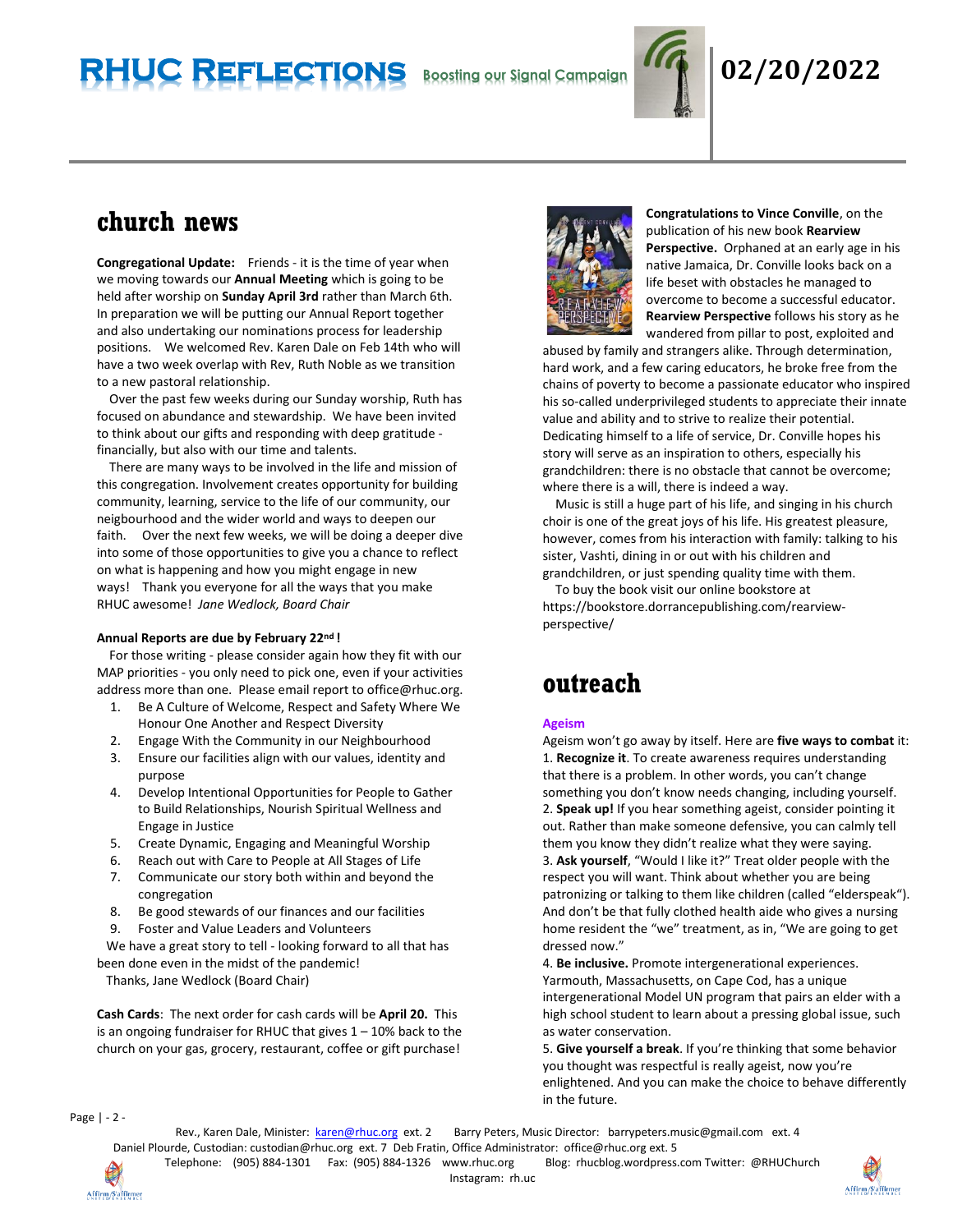# RHUC Reflections

Boosting our Signal Campaign

**02/20/2022**

## church news

**Congregational Update:** Friends - it is the time of year when we moving towards our **Annual Meeting** which is going to be held after worship on **Sunday April 3rd** rather than March 6th. In preparation we will be putting our Annual Report together and also undertaking our nominations process for leadership positions. We welcomed Rev. Karen Dale on Feb 14th who will have a two week overlap with Rev, Ruth Noble as we transition to a new pastoral relationship.

Over the past few weeks during our Sunday worship, Ruth has focused on abundance and stewardship. We have been invited to think about our gifts and responding with deep gratitude - financially, but also with our time and talents.

There are many ways to be involved in the life and mission of this congregation. Involvement creates opportunity for building community, learning, service to the life of our community, our neigbourhood and the wider world and ways to deepen our faith. Over the next few weeks, we will be doing a deeper dive into some of those opportunities to give you a chance to reflect on what is happening and how you might engage in new ways! Thank you everyone for all the ways that you make RHUC awesome! *Jane Wedlock, Board Chair*

**Annual Reports are due by February 22nd !**

For those writing - please consider again how they fit with our MAP priorities - you only need to pick one, even if your activities address more than one. Please email report to office@rhuc.org.

1. Be A Culture of Welcome, Respect and Safety Where We Honour One Another and Respect Diversity
2. Engage With the Community in our Neighbourhood
3. Ensure our facilities align with our values, identity and purpose
4. Develop Intentional Opportunities for People to Gather to Build Relationships, Nourish Spiritual Wellness and Engage in Justice
5. Create Dynamic, Engaging and Meaningful Worship
6. Reach out with Care to People at All Stages of Life
7. Communicate our story both within and beyond the congregation
8. Be good stewards of our finances and our facilities
9. Foster and Value Leaders and Volunteers

We have a great story to tell - looking forward to all that has been done even in the midst of the pandemic!
Thanks, Jane Wedlock (Board Chair)

**Cash Cards**: The next order for cash cards will be **April 20.** This is an ongoing fundraiser for RHUC that gives 1 – 10% back to the church on your gas, grocery, restaurant, coffee or gift purchase!

**Congratulations to Vince Conville**, on the publication of his new book **Rearview Perspective.** Orphaned at an early age in his native Jamaica, Dr. Conville looks back on a life beset with obstacles he managed to overcome to become a successful educator. **Rearview Perspective** follows his story as he wandered from pillar to post, exploited and abused by family and strangers alike. Through determination, hard work, and a few caring educators, he broke free from the chains of poverty to become a passionate educator who inspired his so-called underprivileged students to appreciate their innate value and ability and to strive to realize their potential. Dedicating himself to a life of service, Dr. Conville hopes his story will serve as an inspiration to others, especially his grandchildren: there is no obstacle that cannot be overcome; where there is a will, there is indeed a way.

Music is still a huge part of his life, and singing in his church choir is one of the great joys of his life. His greatest pleasure, however, comes from his interaction with family: talking to his sister, Vashti, dining in or out with his children and grandchildren, or just spending quality time with them.

To buy the book visit our online bookstore at https://bookstore.dorrancepublishing.com/rearview-perspective/

## outreach

**Ageism**

Ageism won't go away by itself. Here are **five ways to combat** it:

1. **Recognize it**. To create awareness requires understanding that there is a problem. In other words, you can't change something you don't know needs changing, including yourself.
2. **Speak up!** If you hear something ageist, consider pointing it out. Rather than make someone defensive, you can calmly tell them you know they didn't realize what they were saying.
3. **Ask yourself**, "Would I like it?" Treat older people with the respect you will want. Think about whether you are being patronizing or talking to them like children (called "elderspeak"). And don't be that fully clothed health aide who gives a nursing home resident the "we" treatment, as in, "We are going to get dressed now."
4. **Be inclusive.** Promote intergenerational experiences. Yarmouth, Massachusetts, on Cape Cod, has a unique intergenerational Model UN program that pairs an elder with a high school student to learn about a pressing global issue, such as water conservation.
5. **Give yourself a break**. If you're thinking that some behavior you thought was respectful is really ageist, now you're enlightened. And you can make the choice to behave differently in the future.

Rev., Karen Dale, Minister: karen@rhuc.org ext. 2 Barry Peters, Music Director: barrypeters.music@gmail.com ext. 4
Daniel Plourde, Custodian: custodian@rhuc.org ext. 7 Deb Fratin, Office Administrator: office@rhuc.org ext. 5
Telephone: (905) 884-1301 Fax: (905) 884-1326 www.rhuc.org Blog: rhucblog.wordpress.com Twitter: @RHUChurch
Instagram: rh.uc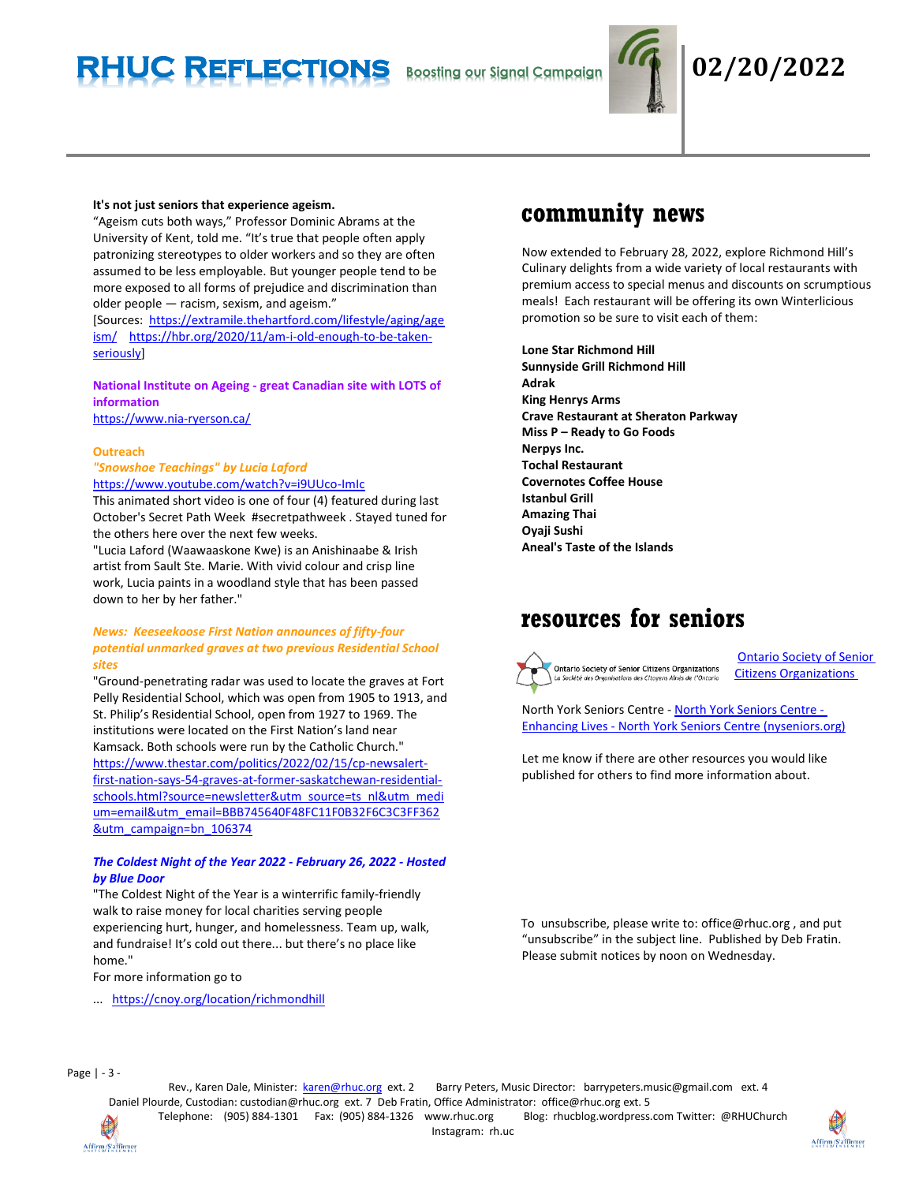**It's not just seniors that experience ageism.**

"Ageism cuts both ways," Professor Dominic Abrams at the University of Kent, told me. "It's true that people often apply patronizing stereotypes to older workers and so they are often assumed to be less employable. But younger people tend to be more exposed to all forms of prejudice and discrimination than older people — racism, sexism, and ageism."

[Sources: https://extramile.thehartford.com/lifestyle/aging/ageism/ https://hbr.org/2020/11/am-i-old-enough-to-be-taken-seriously]

**National Institute on Ageing - great Canadian site with LOTS of information**

https://www.nia-ryerson.ca/

**Outreach**

***"Snowshoe Teachings" by Lucia Laford***

https://www.youtube.com/watch?v=i9UUco-ImIc

This animated short video is one of four (4) featured during last October's Secret Path Week #secretpathweek . Stayed tuned for the others here over the next few weeks.

"Lucia Laford (Waawaaskone Kwe) is an Anishinaabe & Irish artist from Sault Ste. Marie. With vivid colour and crisp line work, Lucia paints in a woodland style that has been passed down to her by her father."

***News: Keeseekoose First Nation announces of fifty-four potential unmarked graves at two previous Residential School sites***

"Ground-penetrating radar was used to locate the graves at Fort Pelly Residential School, which was open from 1905 to 1913, and St. Philip's Residential School, open from 1927 to 1969. The institutions were located on the First Nation's land near Kamsack. Both schools were run by the Catholic Church."

https://www.thestar.com/politics/2022/02/15/cp-newsalert-first-nation-says-54-graves-at-former-saskatchewan-residential-schools.html?source=newsletter&utm_source=ts_nl&utm_medium=email&utm_email=BBB745640F48FC11F0B32F6C3C3FF362&utm_campaign=bn_106374

***The Coldest Night of the Year 2022 - February 26, 2022 - Hosted by Blue Door***

"The Coldest Night of the Year is a winterrific family-friendly walk to raise money for local charities serving people experiencing hurt, hunger, and homelessness. Team up, walk, and fundraise! It's cold out there... but there's no place like home."

For more information go to

... https://cnoy.org/location/richmondhill

# community news

Now extended to February 28, 2022, explore Richmond Hill's Culinary delights from a wide variety of local restaurants with premium access to special menus and discounts on scrumptious meals! Each restaurant will be offering its own Winterlicious promotion so be sure to visit each of them:

**Lone Star Richmond Hill**
**Sunnyside Grill Richmond Hill**
**Adrak**
**King Henrys Arms**
**Crave Restaurant at Sheraton Parkway**
**Miss P – Ready to Go Foods**
**Nerpys Inc.**
**Tochal Restaurant**
**Covernotes Coffee House**
**Istanbul Grill**
**Amazing Thai**
**Oyaji Sushi**
**Aneal's Taste of the Islands**

# resources for seniors

Ontario Society of Senior Citizens Organizations
La Société des Organisations des Citoyens Aînés de l'Ontario

Ontario Society of Senior Citizens Organizations

North York Seniors Centre - North York Seniors Centre - Enhancing Lives - North York Seniors Centre (nyseniors.org)

Let me know if there are other resources you would like published for others to find more information about.

To unsubscribe, please write to: office@rhuc.org , and put "unsubscribe" in the subject line. Published by Deb Fratin. Please submit notices by noon on Wednesday.